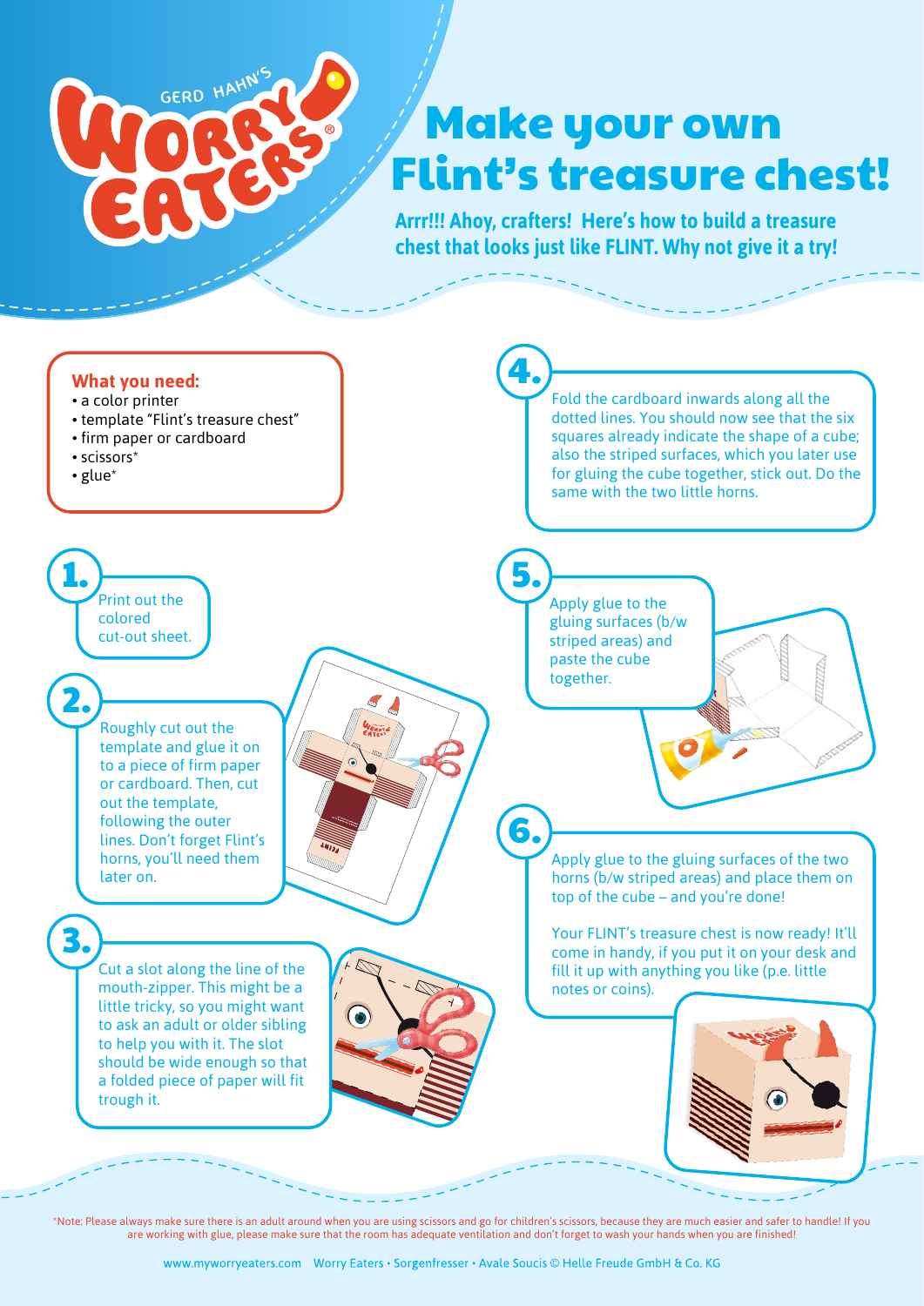GERD HAHN'S WORRY EATERS®

# Make your own Flint's treasure chest!

**Arrr!!! Ahoy, crafters! Here's how to build a treasure chest that looks just like FLINT. Why not give it a try!**

## What you need:

- a color printer
- template "Flint's treasure chest"
- firm paper or cardboard
- scissors*
- glue*

**1.** Print out the colored cut-out sheet.

**2.** Roughly cut out the template and glue it on to a piece of firm paper or cardboard. Then, cut out the template, following the outer lines. Don't forget Flint's horns, you'll need them later on.

**3.** Cut a slot along the line of the mouth-zipper. This might be a little tricky, so you might want to ask an adult or older sibling to help you with it. The slot should be wide enough so that a folded piece of paper will fit trough it.

**4.** Fold the cardboard inwards along all the dotted lines. You should now see that the six squares already indicate the shape of a cube; also the striped surfaces, which you later use for gluing the cube together, stick out. Do the same with the two little horns.

**5.** Apply glue to the gluing surfaces (b/w striped areas) and paste the cube together.

**6.** Apply glue to the gluing surfaces of the two horns (b/w striped areas) and place them on top of the cube – and you're done!

Your FLINT's treasure chest is now ready! It'll come in handy, if you put it on your desk and fill it up with anything you like (p.e. little notes or coins).

*Note: Please always make sure there is an adult around when you are using scissors and go for children's scissors, because they are much easier and safer to handle! If you are working with glue, please make sure that the room has adequate ventilation and don't forget to wash your hands when you are finished!

www.myworryeaters.com Worry Eaters • Sorgenfresser • Avale Soucis © Helle Freude GmbH & Co. KG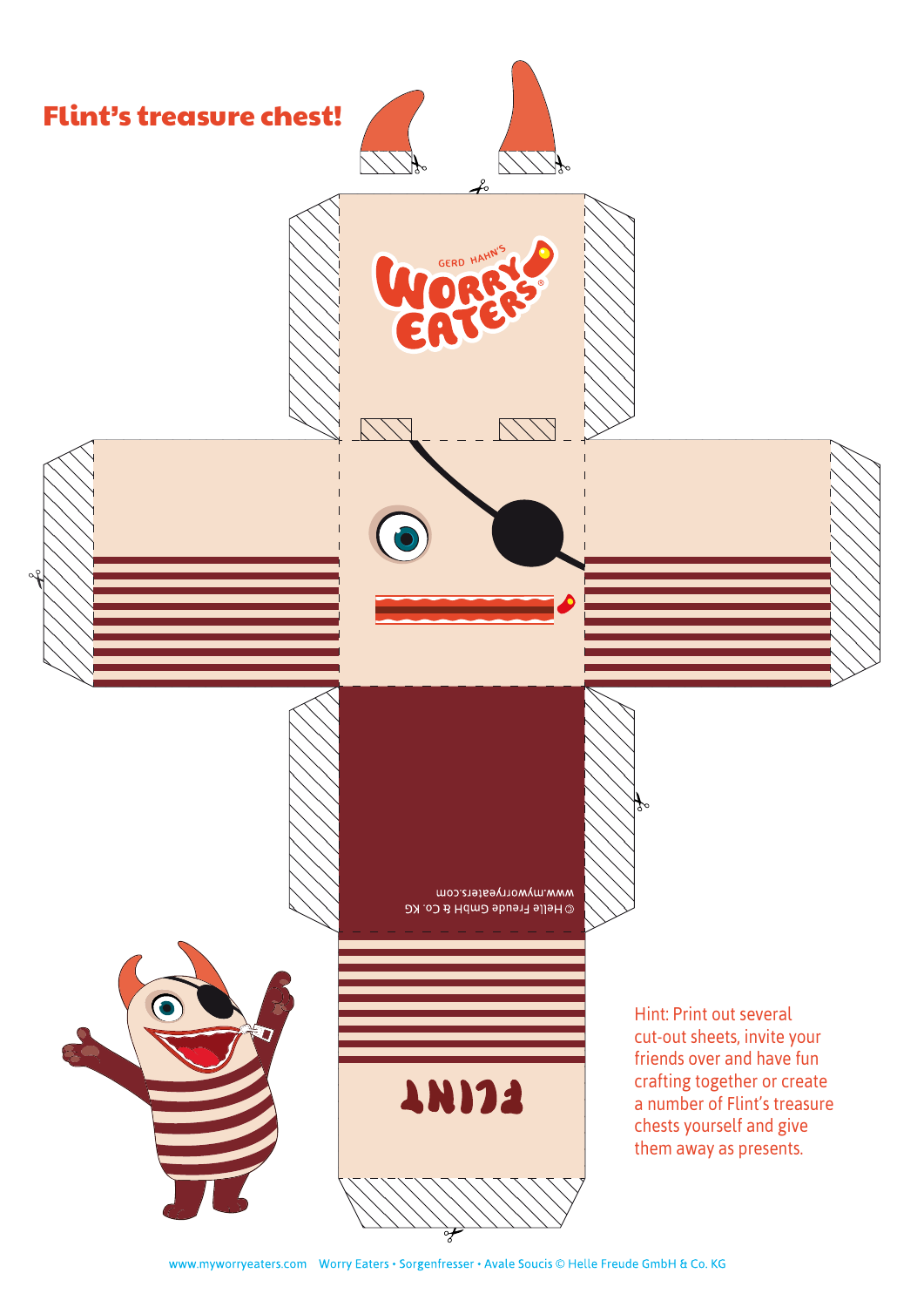# Flint's treasure chest!

GERD HAHN'S WORRY EATERS®

© Helle Freude GmbH & Co. KG
www.myworryeaters.com

FLINT

Hint: Print out several cut-out sheets, invite your friends over and have fun crafting together or create a number of Flint's treasure chests yourself and give them away as presents.

www.myworryeaters.com Worry Eaters • Sorgenfresser • Avale Soucis © Helle Freude GmbH & Co. KG